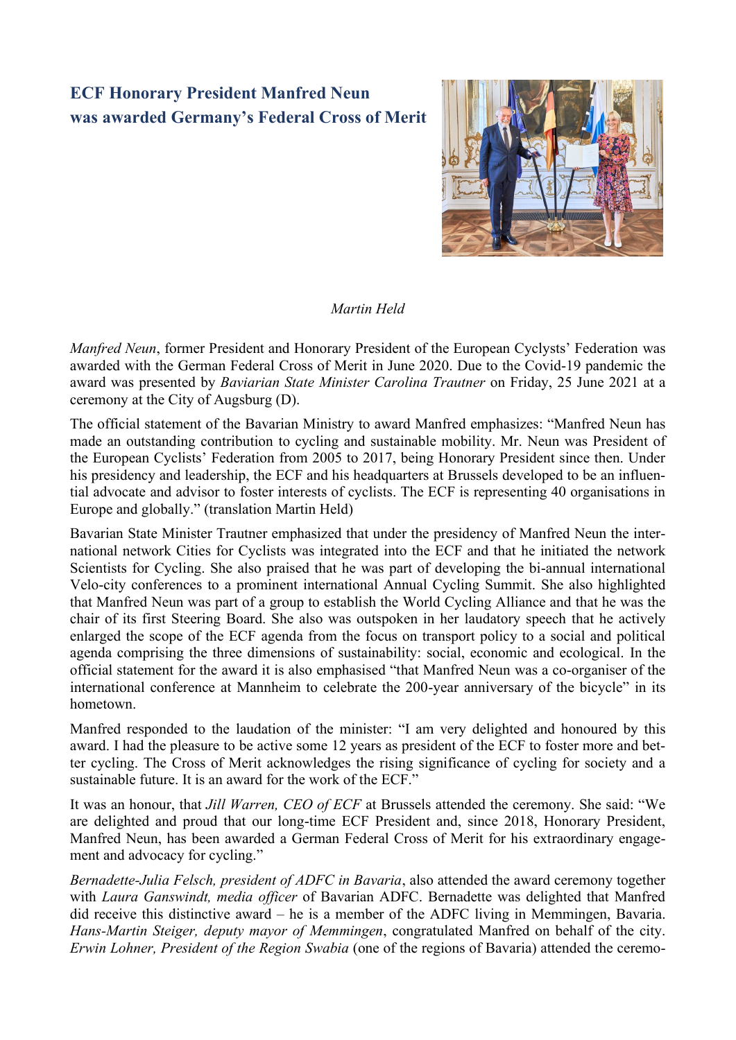# ECF Honorary President Manfred Neun was awarded Germany's Federal Cross of Merit

*Martin Held*

*Manfred Neun*, former President and Honorary President of the European Cyclysts' Federation was awarded with the German Federal Cross of Merit in June 2020. Due to the Covid-19 pandemic the award was presented by *Baviarian State Minister Carolina Trautner* on Friday, 25 June 2021 at a ceremony at the City of Augsburg (D).

The official statement of the Bavarian Ministry to award Manfred emphasizes: "Manfred Neun has made an outstanding contribution to cycling and sustainable mobility. Mr. Neun was President of the European Cyclists' Federation from 2005 to 2017, being Honorary President since then. Under his presidency and leadership, the ECF and his headquarters at Brussels developed to be an influential advocate and advisor to foster interests of cyclists. The ECF is representing 40 organisations in Europe and globally." (translation Martin Held)

Bavarian State Minister Trautner emphasized that under the presidency of Manfred Neun the international network Cities for Cyclists was integrated into the ECF and that he initiated the network Scientists for Cycling. She also praised that he was part of developing the bi-annual international Velo-city conferences to a prominent international Annual Cycling Summit. She also highlighted that Manfred Neun was part of a group to establish the World Cycling Alliance and that he was the chair of its first Steering Board. She also was outspoken in her laudatory speech that he actively enlarged the scope of the ECF agenda from the focus on transport policy to a social and political agenda comprising the three dimensions of sustainability: social, economic and ecological. In the official statement for the award it is also emphasised "that Manfred Neun was a co-organiser of the international conference at Mannheim to celebrate the 200-year anniversary of the bicycle" in its hometown.

Manfred responded to the laudation of the minister: "I am very delighted and honoured by this award. I had the pleasure to be active some 12 years as president of the ECF to foster more and better cycling. The Cross of Merit acknowledges the rising significance of cycling for society and a sustainable future. It is an award for the work of the ECF."

It was an honour, that *Jill Warren, CEO of ECF* at Brussels attended the ceremony. She said: "We are delighted and proud that our long-time ECF President and, since 2018, Honorary President, Manfred Neun, has been awarded a German Federal Cross of Merit for his extraordinary engagement and advocacy for cycling."

*Bernadette-Julia Felsch, president of ADFC in Bavaria*, also attended the award ceremony together with *Laura Ganswindt, media officer* of Bavarian ADFC. Bernadette was delighted that Manfred did receive this distinctive award – he is a member of the ADFC living in Memmingen, Bavaria. *Hans-Martin Steiger, deputy mayor of Memmingen*, congratulated Manfred on behalf of the city. *Erwin Lohner, President of the Region Swabia* (one of the regions of Bavaria) attended the ceremo-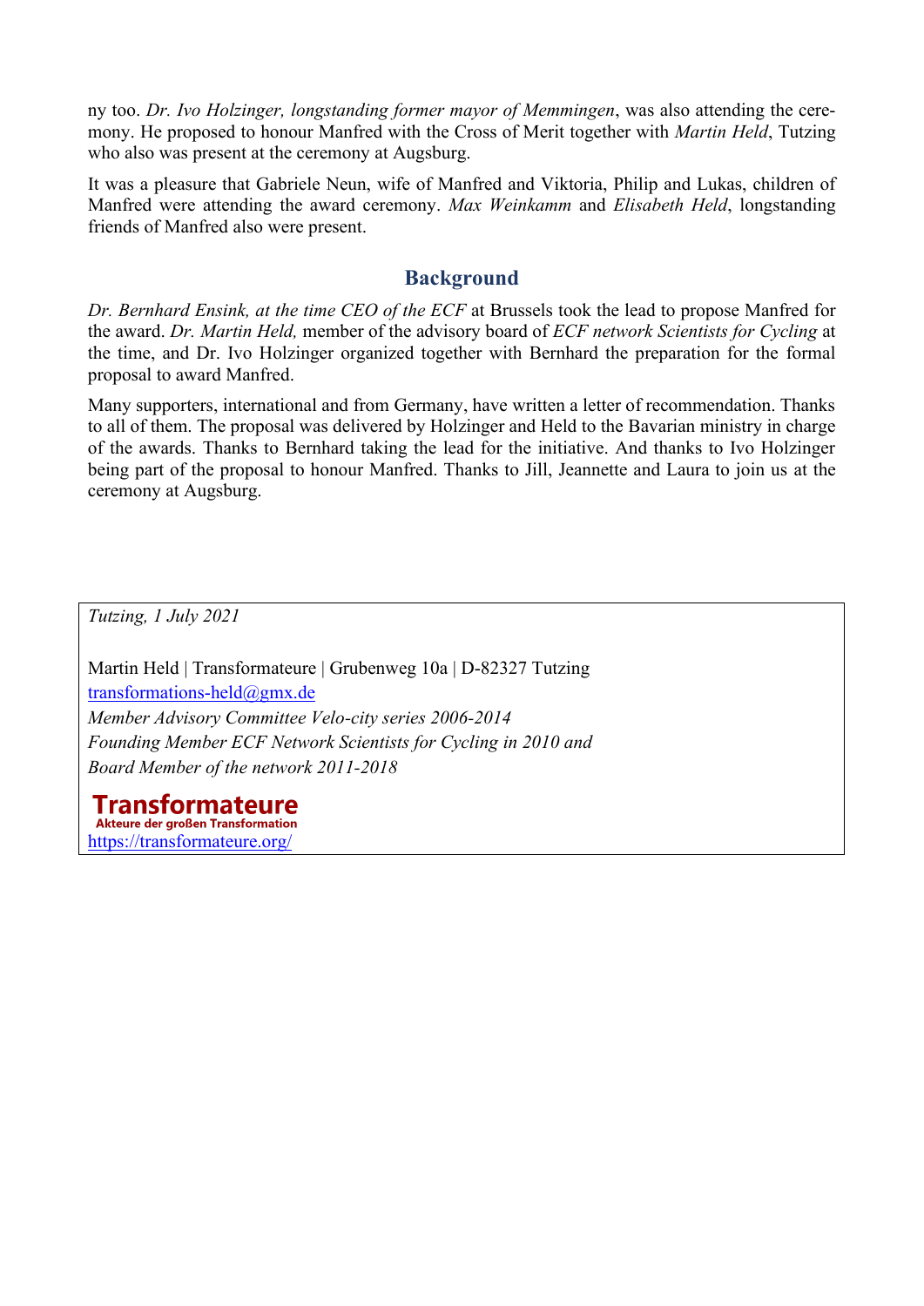ny too. *Dr. Ivo Holzinger, longstanding former mayor of Memmingen*, was also attending the ceremony. He proposed to honour Manfred with the Cross of Merit together with *Martin Held*, Tutzing who also was present at the ceremony at Augsburg.

It was a pleasure that Gabriele Neun, wife of Manfred and Viktoria, Philip and Lukas, children of Manfred were attending the award ceremony. *Max Weinkamm* and *Elisabeth Held*, longstanding friends of Manfred also were present.

## Background

*Dr. Bernhard Ensink, at the time CEO of the ECF* at Brussels took the lead to propose Manfred for the award. *Dr. Martin Held,* member of the advisory board of *ECF network Scientists for Cycling* at the time, and Dr. Ivo Holzinger organized together with Bernhard the preparation for the formal proposal to award Manfred.

Many supporters, international and from Germany, have written a letter of recommendation. Thanks to all of them. The proposal was delivered by Holzinger and Held to the Bavarian ministry in charge of the awards. Thanks to Bernhard taking the lead for the initiative. And thanks to Ivo Holzinger being part of the proposal to honour Manfred. Thanks to Jill, Jeannette and Laura to join us at the ceremony at Augsburg.

*Tutzing, 1 July 2021*

Martin Held | Transformateure | Grubenweg 10a | D-82327 Tutzing
transformations-held@gmx.de
*Member Advisory Committee Velo-city series 2006-2014*
*Founding Member ECF Network Scientists for Cycling in 2010 and*
*Board Member of the network 2011-2018*

**Transformateure**
**Akteure der großen Transformation**
https://transformateure.org/